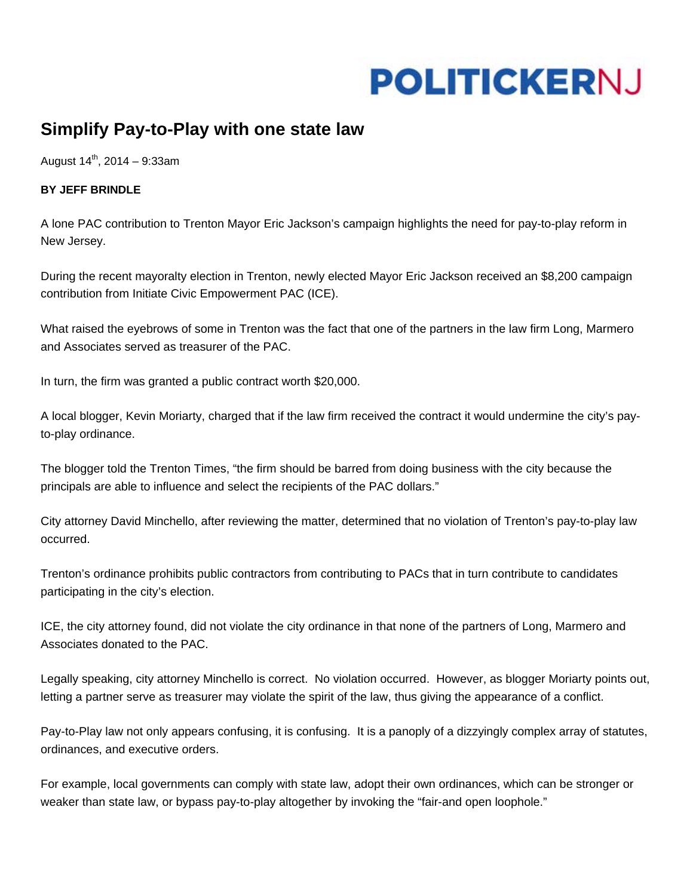POLITICKERNJ

# Simplify Pay-to-Play with one state law

August 14th, 2014 – 9:33am

**BY JEFF BRINDLE**

A lone PAC contribution to Trenton Mayor Eric Jackson's campaign highlights the need for pay-to-play reform in New Jersey.

During the recent mayoralty election in Trenton, newly elected Mayor Eric Jackson received an $8,200 campaign contribution from Initiate Civic Empowerment PAC (ICE).

What raised the eyebrows of some in Trenton was the fact that one of the partners in the law firm Long, Marmero and Associates served as treasurer of the PAC.

In turn, the firm was granted a public contract worth $20,000.

A local blogger, Kevin Moriarty, charged that if the law firm received the contract it would undermine the city's pay-to-play ordinance.

The blogger told the Trenton Times, "the firm should be barred from doing business with the city because the principals are able to influence and select the recipients of the PAC dollars."

City attorney David Minchello, after reviewing the matter, determined that no violation of Trenton's pay-to-play law occurred.

Trenton's ordinance prohibits public contractors from contributing to PACs that in turn contribute to candidates participating in the city's election.

ICE, the city attorney found, did not violate the city ordinance in that none of the partners of Long, Marmero and Associates donated to the PAC.

Legally speaking, city attorney Minchello is correct. No violation occurred. However, as blogger Moriarty points out, letting a partner serve as treasurer may violate the spirit of the law, thus giving the appearance of a conflict.

Pay-to-Play law not only appears confusing, it is confusing. It is a panoply of a dizzyingly complex array of statutes, ordinances, and executive orders.

For example, local governments can comply with state law, adopt their own ordinances, which can be stronger or weaker than state law, or bypass pay-to-play altogether by invoking the "fair-and open loophole."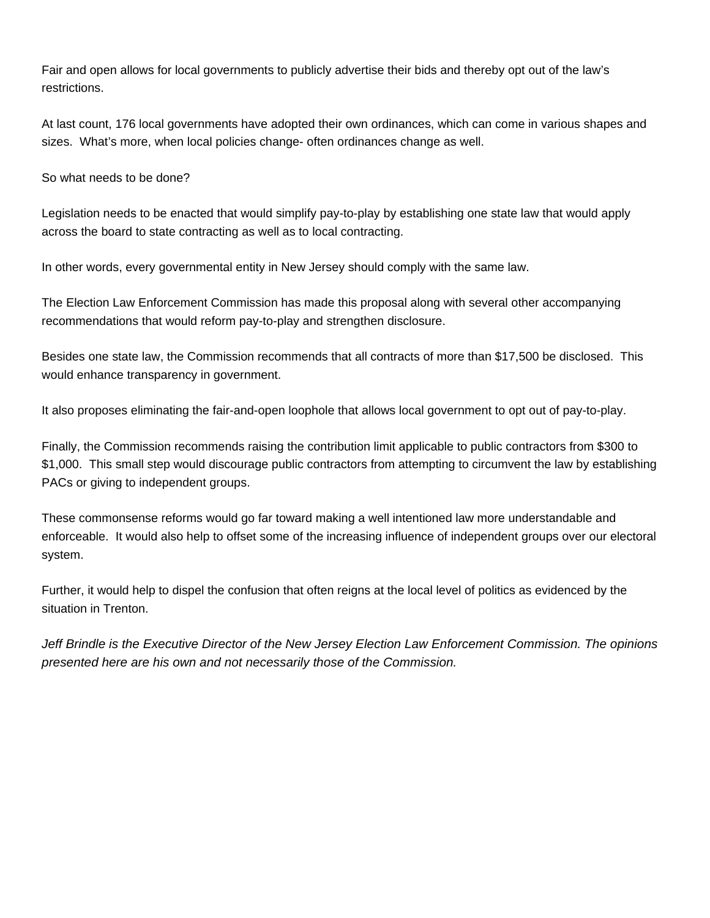Fair and open allows for local governments to publicly advertise their bids and thereby opt out of the law's restrictions.

At last count, 176 local governments have adopted their own ordinances, which can come in various shapes and sizes. What's more, when local policies change- often ordinances change as well.

So what needs to be done?

Legislation needs to be enacted that would simplify pay-to-play by establishing one state law that would apply across the board to state contracting as well as to local contracting.

In other words, every governmental entity in New Jersey should comply with the same law.

The Election Law Enforcement Commission has made this proposal along with several other accompanying recommendations that would reform pay-to-play and strengthen disclosure.

Besides one state law, the Commission recommends that all contracts of more than $17,500 be disclosed. This would enhance transparency in government.

It also proposes eliminating the fair-and-open loophole that allows local government to opt out of pay-to-play.

Finally, the Commission recommends raising the contribution limit applicable to public contractors from $300 to $1,000. This small step would discourage public contractors from attempting to circumvent the law by establishing PACs or giving to independent groups.

These commonsense reforms would go far toward making a well intentioned law more understandable and enforceable. It would also help to offset some of the increasing influence of independent groups over our electoral system.

Further, it would help to dispel the confusion that often reigns at the local level of politics as evidenced by the situation in Trenton.

*Jeff Brindle is the Executive Director of the New Jersey Election Law Enforcement Commission. The opinions presented here are his own and not necessarily those of the Commission.*